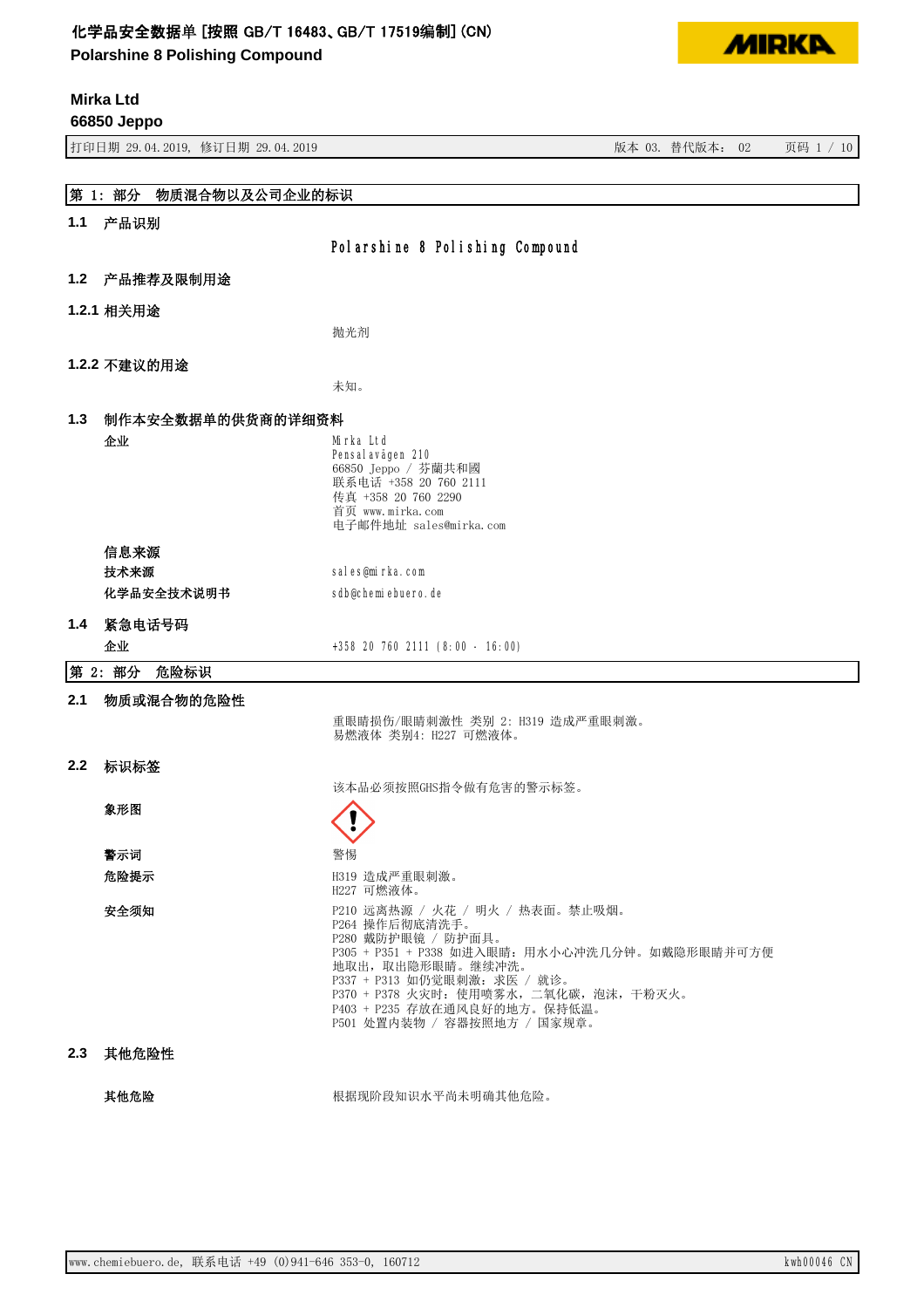# 化学品安全数据单 [按照 GB/T 16483、GB/T 17519编制] (CN)

**Polarshine 8 Polishing Compound**

**Mirka Ltd**
**66850 Jeppo**

打印日期 29.04.2019, 修订日期 29.04.2019 | 版本 03. 替代版本: 02

## 第 1: 部分 物质混合物以及公司企业的标识

### 1.1 产品识别

Polarshine 8 Polishing Compound

### 1.2 产品推荐及限制用途

#### 1.2.1 相关用途

抛光剂

#### 1.2.2 不建议的用途

未知。

### 1.3 制作本安全数据单的供货商的详细资料

**企业**

Mirka Ltd
Pensalavägen 210
66850 Jeppo / 芬蘭共和國
联系电话 +358 20 760 2111
传真 +358 20 760 2290
首页 www.mirka.com
电子邮件地址 sales@mirka.com

**信息来源**

**技术来源** sales@mirka.com

**化学品安全技术说明书** sdb@chemiebuero.de

### 1.4 紧急电话号码

**企业** +358 20 760 2111 (8:00 - 16:00)

## 第 2: 部分 危险标识

### 2.1 物质或混合物的危险性

重眼睛损伤/眼睛刺激性 类别 2: H319 造成严重眼刺激。
易燃液体 类别4: H227 可燃液体。

### 2.2 标识标签

该本品必须按照GHS指令做有危害的警示标签。

**象形图**

**警示词** 警惕

**危险提示**

H319 造成严重眼刺激。
H227 可燃液体。

**安全须知**

P210 远离热源 / 火花 / 明火 / 热表面。禁止吸烟。
P264 操作后彻底清洗手。
P280 戴防护眼镜 / 防护面具。
P305 + P351 + P338 如进入眼睛:用水小心冲洗几分钟。如戴隐形眼睛并可方便地取出,取出隐形眼睛。继续冲洗。
P337 + P313 如仍觉眼刺激:求医 / 就诊。
P370 + P378 火灾时:使用喷雾水,二氧化碳,泡沫,干粉灭火。
P403 + P235 存放在通风良好的地方。保持低温。
P501 处置内装物 / 容器按照地方 / 国家规章。

### 2.3 其他危险性

**其他危险** 根据现阶段知识水平尚未明确其他危险。

www.chemiebuero.de, 联系电话 +49 (0)941-646 353-0, 160712 kwh00046 CN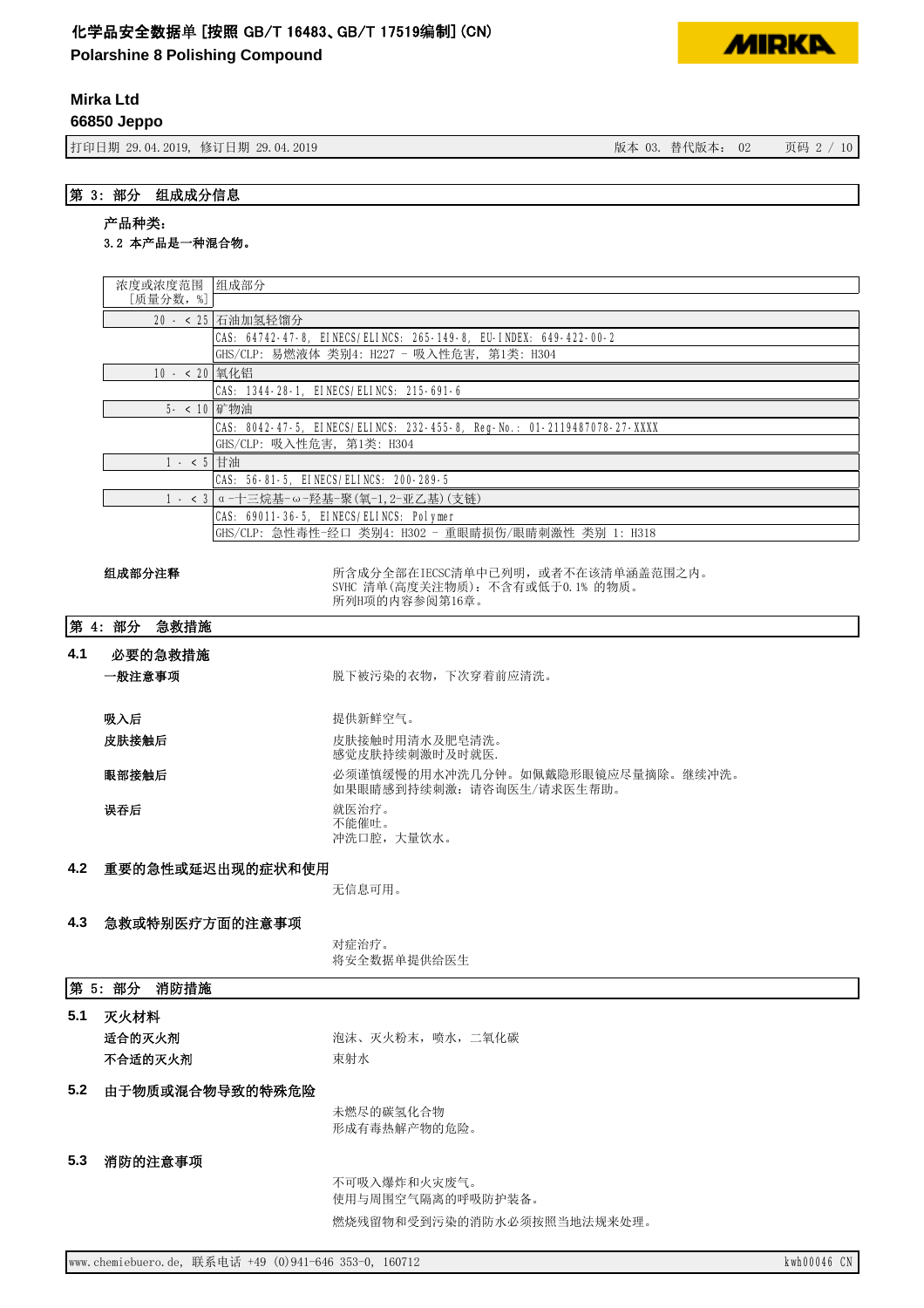## 第 3: 部分　组成成分信息

**产品种类:**

**3.2 本产品是一种混合物。**

| 浓度或浓度范围 [质量分数，%] | 组成部分 |
|---|---|
| 20 - < 25 | 石油加氢轻馏分 |
| | CAS: 64742-47-8, EINECS/ELINCS: 265-149-8, EU-INDEX: 649-422-00-2 |
| | GHS/CLP: 易燃液体 类别4: H227 - 吸入性危害, 第1类: H304 |
| 10 - < 20 | 氧化铝 |
| | CAS: 1344-28-1, EINECS/ELINCS: 215-691-6 |
| 5- < 10 | 矿物油 |
| | CAS: 8042-47-5, EINECS/ELINCS: 232-455-8, Reg-No.: 01-2119487078-27-XXXX |
| | GHS/CLP: 吸入性危害, 第1类: H304 |
| 1 - < 5 | 甘油 |
| | CAS: 56-81-5, EINECS/ELINCS: 200-289-5 |
| 1 - < 3 | α-十三烷基-ω-羟基-聚(氧-1,2-亚乙基)(支链) |
| | CAS: 69011-36-5, EINECS/ELINCS: Polymer |
| | GHS/CLP: 急性毒性-经口 类别4: H302 - 重眼睛损伤/眼睛刺激性 类别 1: H318 |

**组成部分注释**

所含成分全部在IECSC清单中已列明，或者不在该清单涵盖范围之内。
SVHC 清单(高度关注物质): 不含有或低于0.1% 的物质。
所列H项的内容参阅第16章。

## 第 4: 部分　急救措施

### 4.1 必要的急救措施

**一般注意事项**

脱下被污染的衣物，下次穿着前应清洗。

**吸入后**

提供新鲜空气。

**皮肤接触后**

皮肤接触时用清水及肥皂清洗。
感觉皮肤持续刺激时及时就医.

**眼部接触后**

必须谨慎缓慢的用水冲洗几分钟。如佩戴隐形眼镜应尽量摘除。继续冲洗。
如果眼睛感到持续刺激: 请咨询医生/请求医生帮助。

**误吞后**

就医治疗。
不能催吐。
冲洗口腔，大量饮水。

### 4.2 重要的急性或延迟出现的症状和使用

无信息可用。

### 4.3 急救或特别医疗方面的注意事项

对症治疗。
将安全数据单提供给医生

## 第 5: 部分　消防措施

### 5.1 灭火材料

**适合的灭火剂**

泡沫、灭火粉末，喷水，二氧化碳

**不合适的灭火剂**

束射水

### 5.2 由于物质或混合物导致的特殊危险

未燃尽的碳氢化合物
形成有毒热解产物的危险。

### 5.3 消防的注意事项

不可吸入爆炸和火灾废气。
使用与周围空气隔离的呼吸防护装备。
燃烧残留物和受到污染的消防水必须按照当地法规来处理。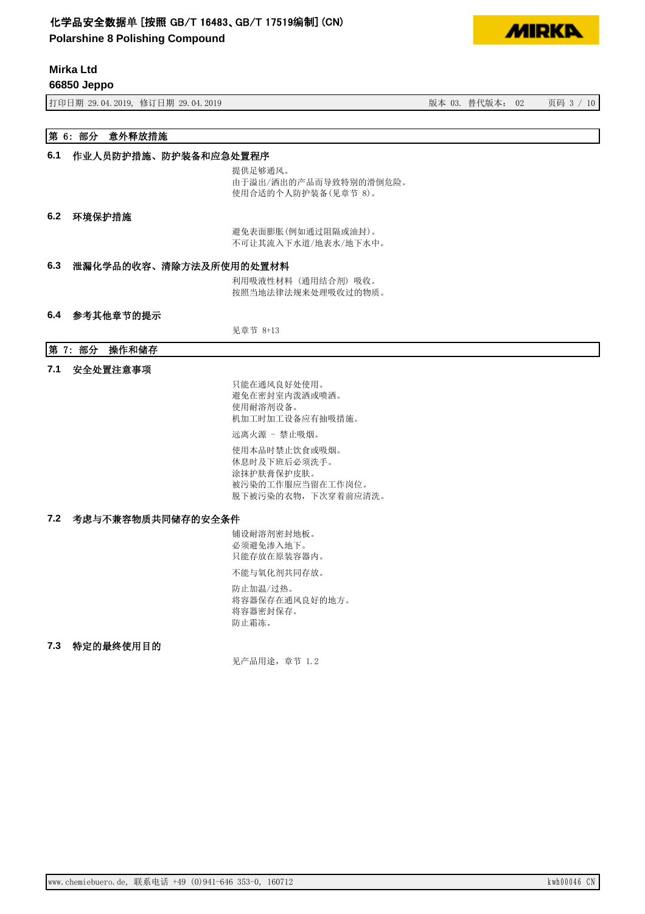## 第 6: 部分 意外释放措施

### 6.1 作业人员防护措施、防护装备和应急处置程序

提供足够通风。
由于溢出/洒出的产品而导致特别的滑倒危险。
使用合适的个人防护装备(见章节 8)。

### 6.2 环境保护措施

避免表面膨胀(例如通过阻隔或油封)。
不可让其流入下水道/地表水/地下水中。

### 6.3 泄漏化学品的收容、清除方法及所使用的处置材料

利用吸液性材料 (通用结合剂) 吸收。
按照当地法律法规来处理吸收过的物质。

### 6.4 参考其他章节的提示

见章节 8+13

## 第 7: 部分 操作和储存

### 7.1 安全处置注意事项

只能在通风良好处使用。
避免在密封室内泼洒或喷洒。
使用耐溶剂设备。
机加工时加工设备应有抽吸措施。

远离火源 - 禁止吸烟。

使用本品时禁止饮食或吸烟。
休息时及下班后必须洗手。
涂抹护肤膏保护皮肤。
被污染的工作服应当留在工作岗位。
脱下被污染的衣物, 下次穿着前应清洗。

### 7.2 考虑与不兼容物质共同储存的安全条件

铺设耐溶剂密封地板。
必须避免渗入地下。
只能存放在原装容器内。

不能与氧化剂共同存放。

防止加温/过热。
将容器保存在通风良好的地方。
将容器密封保存。
防止霜冻。

### 7.3 特定的最终使用目的

见产品用途, 章节 1.2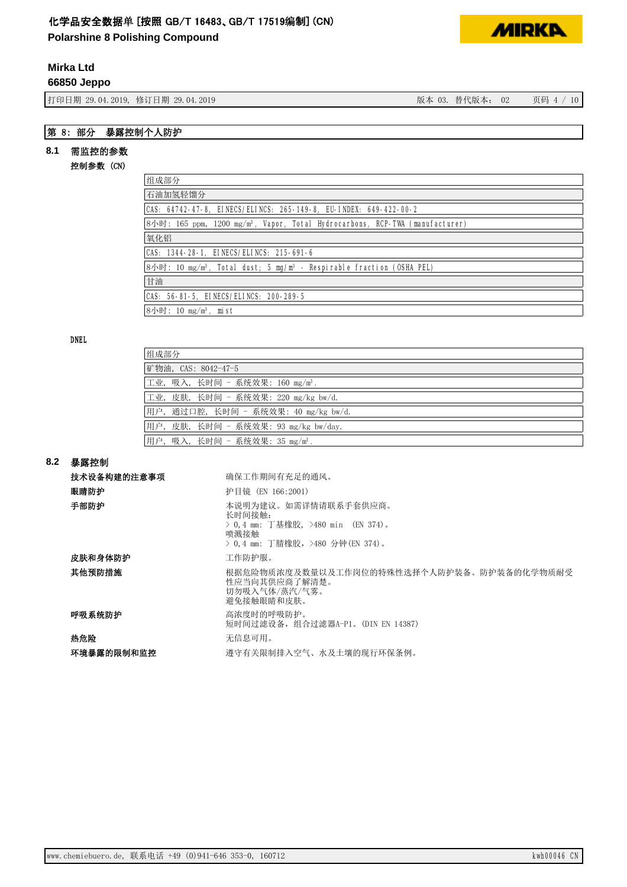## 第 8: 部分 暴露控制个人防护

### 8.1 需监控的参数

**控制参数 (CN)**

| 组成部分 |
|---|
| 石油加氢轻馏分 |
| CAS: 64742-47-8, EINECS/ELINCS: 265-149-8, EU-INDEX: 649-422-00-2 |
| 8小时: 165 ppm, 1200 mg/m³, Vapor, Total Hydrocarbons, RCP-TWA (manufacturer) |
| 氧化铝 |
| CAS: 1344-28-1, EINECS/ELINCS: 215-691-6 |
| 8小时: 10 mg/m³, Total dust; 5 mg/m³ - Respirable fraction (OSHA PEL) |
| 甘油 |
| CAS: 56-81-5, EINECS/ELINCS: 200-289-5 |
| 8小时: 10 mg/m³, mist |

**DNEL**

| 组成部分 |
|---|
| 矿物油, CAS: 8042-47-5 |
| 工业, 吸入, 长时间 - 系统效果: 160 mg/m³. |
| 工业, 皮肤, 长时间 - 系统效果: 220 mg/kg bw/d. |
| 用户, 通过口腔, 长时间 - 系统效果: 40 mg/kg bw/d. |
| 用户, 皮肤, 长时间 - 系统效果: 93 mg/kg bw/day. |
| 用户, 吸入, 长时间 - 系统效果: 35 mg/m³. |

### 8.2 暴露控制

**技术设备构建的注意事项**
确保工作期间有充足的通风。

**眼睛防护**
护目镜 (EN 166:2001)

**手部防护**
本说明为建议。如需详情请联系手套供应商。
长时间接触:
> 0,4 mm: 丁基橡胶, >480 min (EN 374)。
喷溅接触
> 0,4 mm: 丁腈橡胶, >480 分钟(EN 374)。

**皮肤和身体防护**
工作防护服。

**其他预防措施**
根据危险物质浓度及数量以及工作岗位的特殊性选择个人防护装备。防护装备的化学物质耐受性应当向其供应商了解清楚。
切勿吸入气体/蒸汽/气雾。
避免接触眼睛和皮肤。

**呼吸系统防护**
高浓度时的呼吸防护。
短时间过滤设备, 组合过滤器A-P1。(DIN EN 14387)

**热危险**
无信息可用。

**环境暴露的限制和监控**
遵守有关限制排入空气、水及土壤的现行环保条例。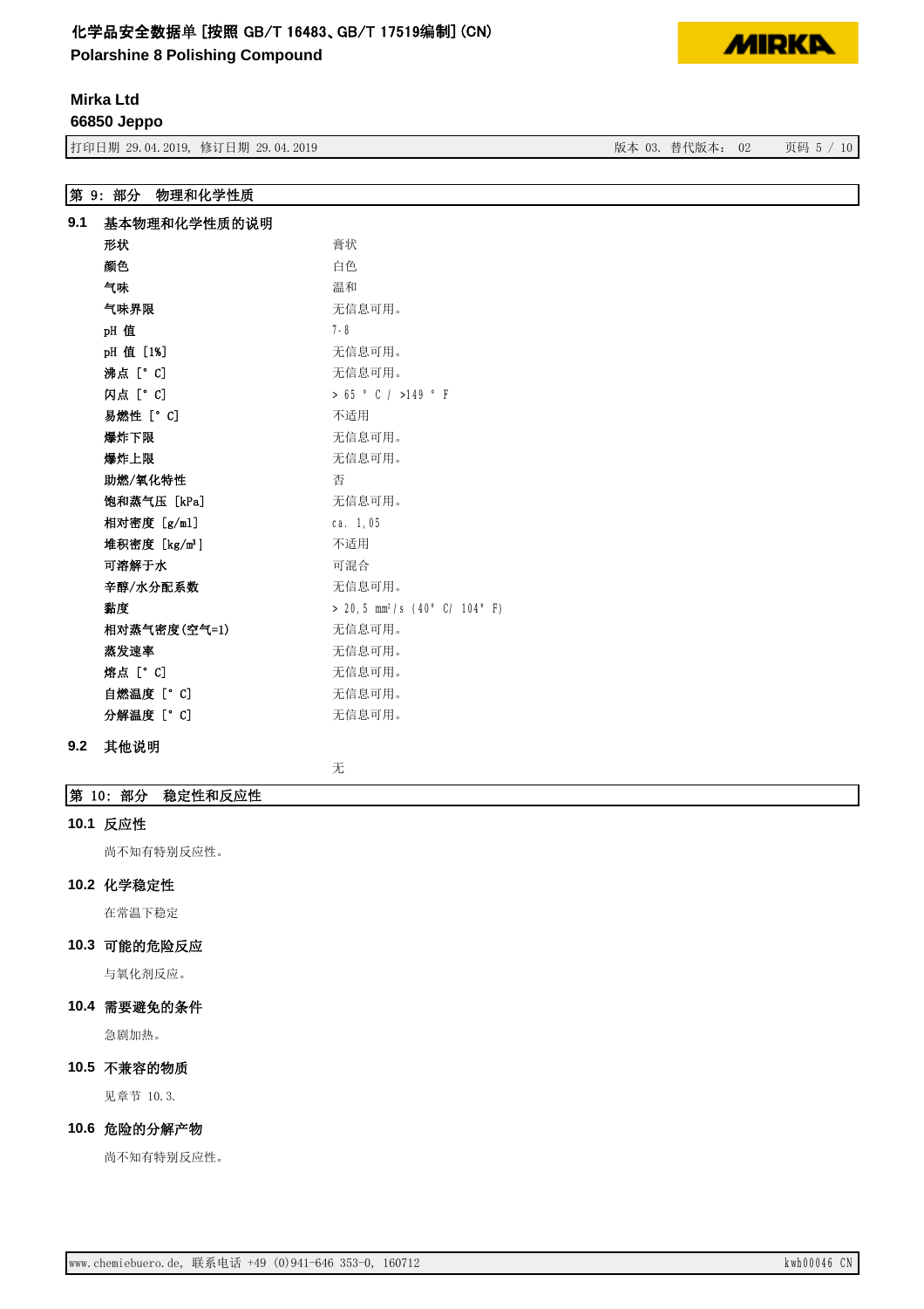## 第 9: 部分　物理和化学性质

### 9.1 基本物理和化学性质的说明

| | |
|---|---|
| 形状 | 膏状 |
| 颜色 | 白色 |
| 气味 | 温和 |
| 气味界限 | 无信息可用。 |
| pH 值 | 7-8 |
| pH 值 [1%] | 无信息可用。 |
| 沸点 [° C] | 无信息可用。 |
| 闪点 [° C] | > 65 ° C / >149 ° F |
| 易燃性 [° C] | 不适用 |
| 爆炸下限 | 无信息可用。 |
| 爆炸上限 | 无信息可用。 |
| 助燃/氧化特性 | 否 |
| 饱和蒸气压 [kPa] | 无信息可用。 |
| 相对密度 [g/ml] | ca. 1,05 |
| 堆积密度 [kg/m³] | 不适用 |
| 可溶解于水 | 可混合 |
| 辛醇/水分配系数 | 无信息可用。 |
| 黏度 | > 20,5 mm²/s (40° C/ 104° F) |
| 相对蒸气密度(空气=1) | 无信息可用。 |
| 蒸发速率 | 无信息可用。 |
| 熔点 [° C] | 无信息可用。 |
| 自燃温度 [° C] | 无信息可用。 |
| 分解温度 [° C] | 无信息可用。 |

### 9.2 其他说明

无

## 第 10: 部分　稳定性和反应性

### 10.1 反应性

尚不知有特别反应性。

### 10.2 化学稳定性

在常温下稳定

### 10.3 可能的危险反应

与氧化剂反应。

### 10.4 需要避免的条件

急剧加热。

### 10.5 不兼容的物质

见章节 10.3.

### 10.6 危险的分解产物

尚不知有特别反应性。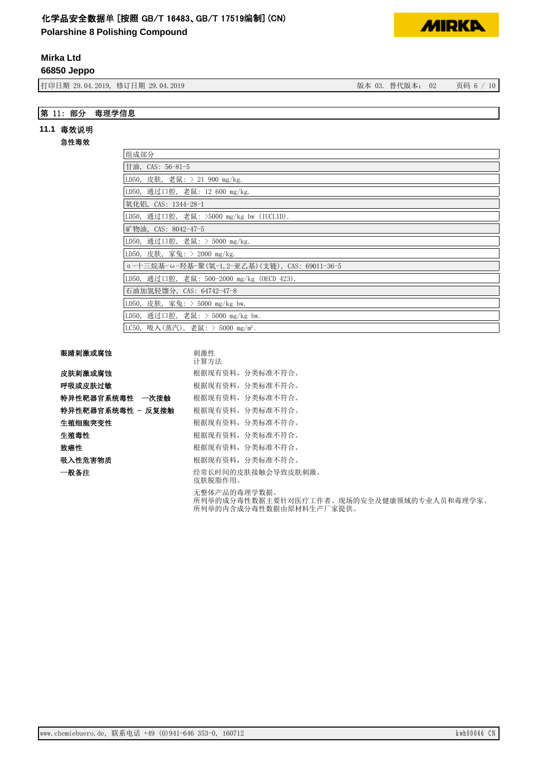## 第 11: 部分 毒理学信息

### 11.1 毒效说明

**急性毒效**

| 组成部分 |
|---|
| 甘油, CAS: 56-81-5 |
| LD50, 皮肤, 老鼠: > 21 900 mg/kg. |
| LD50, 通过口腔, 老鼠: 12 600 mg/kg. |
| 氧化铝, CAS: 1344-28-1 |
| LD50, 通过口腔, 老鼠: >5000 mg/kg bw (IUCLID). |
| 矿物油, CAS: 8042-47-5 |
| LD50, 通过口腔, 老鼠: > 5000 mg/kg. |
| LD50, 皮肤, 家兔: > 2000 mg/kg. |
| α-十三烷基-ω-羟基-聚(氧-1,2-亚乙基)(支链), CAS: 69011-36-5 |
| LD50, 通过口腔, 老鼠: 500-2000 mg/kg (OECD 423). |
| 石油加氢轻馏分, CAS: 64742-47-8 |
| LD50, 皮肤, 家兔: > 5000 mg/kg bw. |
| LD50, 通过口腔, 老鼠: > 5000 mg/kg bw. |
| LC50, 吸入(蒸汽), 老鼠: > 5000 mg/m³. |

**眼睛刺激或腐蚀** 刺激性
计算方法

**皮肤刺激或腐蚀** 根据现有资料, 分类标准不符合。

**呼吸或皮肤过敏** 根据现有资料, 分类标准不符合。

**特异性靶器官系统毒性 一次接触** 根据现有资料, 分类标准不符合。

**特异性靶器官系统毒性 - 反复接触** 根据现有资料, 分类标准不符合。

**生殖细胞突变性** 根据现有资料, 分类标准不符合。

**生殖毒性** 根据现有资料, 分类标准不符合。

**致癌性** 根据现有资料, 分类标准不符合。

**吸入性危害物质** 根据现有资料, 分类标准不符合。

**一般备注** 经常长时间的皮肤接触会导致皮肤刺激。
皮肤脱脂作用。

无整体产品的毒理学数据。
所列举的成分毒性数据主要针对医疗工作者、现场的安全及健康领域的专业人员和毒理学家。
所列举的内含成分毒性数据由原材料生产厂家提供。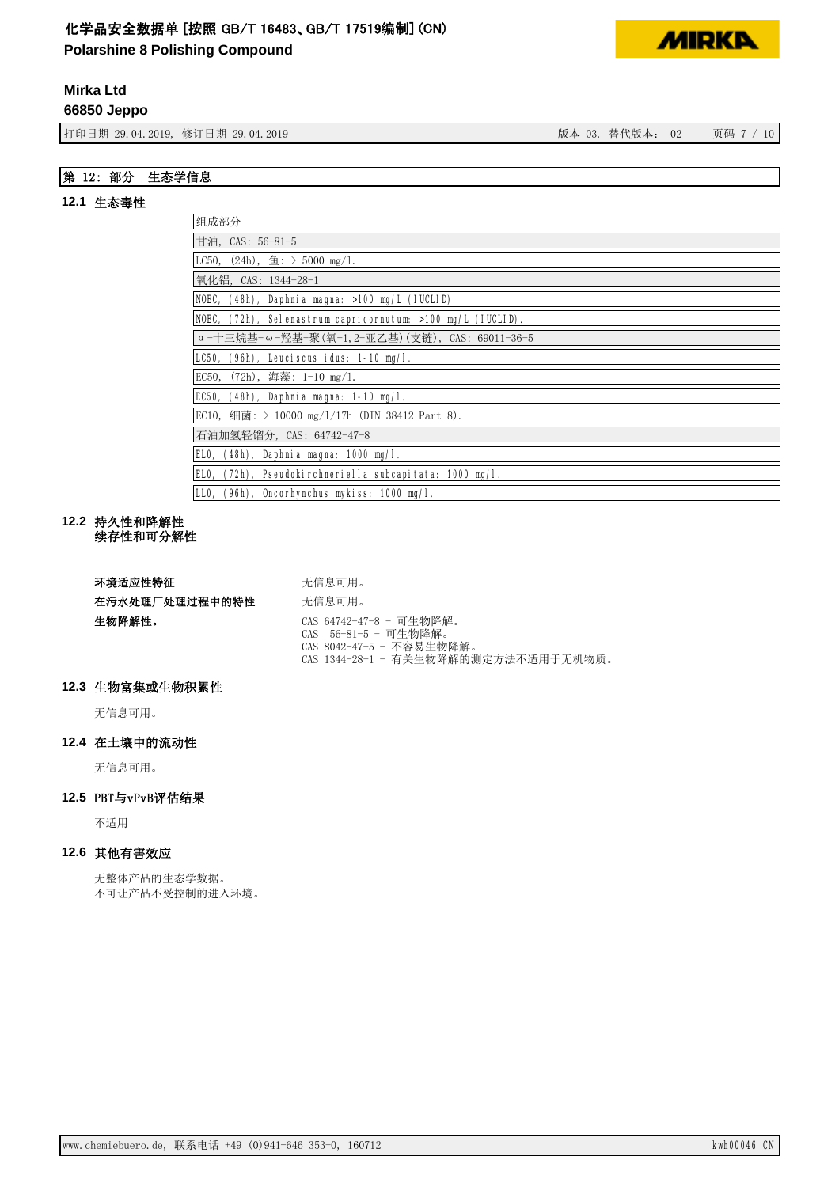## 第 12：部分　生态学信息

### 12.1 生态毒性

| 组成部分 |
| --- |
| 甘油，CAS：56-81-5 |
| LC50，(24h)，鱼：> 5000 mg/l. |
| 氧化铝，CAS：1344-28-1 |
| NOEC，(48h)，Daphnia magna：>100 mg/L (IUCLID). |
| NOEC，(72h)，Selenastrum capricornutum：>100 mg/L (IUCLID). |
| α-十三烷基-ω-羟基-聚(氧-1,2-亚乙基)(支链)，CAS：69011-36-5 |
| LC50，(96h)，Leuciscus idus：1-10 mg/l. |
| EC50，(72h)，海藻：1-10 mg/l. |
| EC50，(48h)，Daphnia magna：1-10 mg/l. |
| EC10，细菌：> 10000 mg/l/17h (DIN 38412 Part 8). |
| 石油加氢轻馏分，CAS：64742-47-8 |
| EL0，(48h)，Daphnia magna：1000 mg/l. |
| EL0，(72h)，Pseudokirchneriella subcapitata：1000 mg/l. |
| LL0，(96h)，Oncorhynchus mykiss：1000 mg/l. |

### 12.2 持久性和降解性
续存性和可分解性

| | |
| --- | --- |
| **环境适应性特征** | 无信息可用。 |
| **在污水处理厂处理过程中的特性** | 无信息可用。 |
| **生物降解性。** | CAS 64742-47-8 – 可生物降解。<br>CAS 56-81-5 – 可生物降解。<br>CAS 8042-47-5 – 不容易生物降解。<br>CAS 1344-28-1 – 有关生物降解的测定方法不适用于无机物质。 |

### 12.3 生物富集或生物积累性

无信息可用。

### 12.4 在土壤中的流动性

无信息可用。

### 12.5 PBT与vPvB评估结果

不适用

### 12.6 其他有害效应

无整体产品的生态学数据。
不可让产品不受控制的进入环境。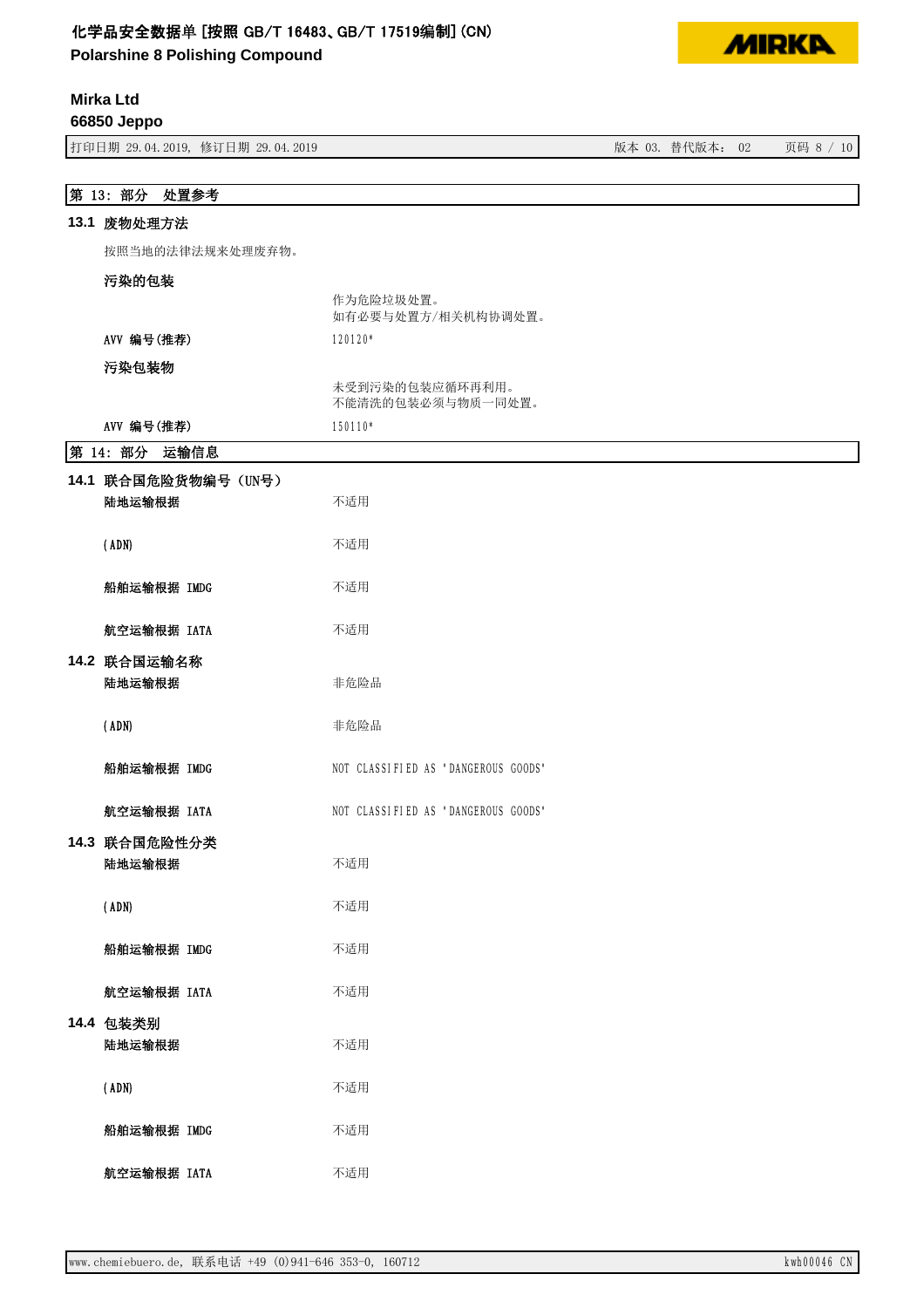## 第 13: 部分　处置参考

### 13.1 废物处理方法

按照当地的法律法规来处理废弃物。

**污染的包装**

作为危险垃圾处置。
如有必要与处置方/相关机构协调处置。

| | |
|---|---|
| AVV 编号(推荐) | 120120* |

**污染包装物**

未受到污染的包装应循环再利用。
不能清洗的包装必须与物质一同处置。

| | |
|---|---|
| AVV 编号(推荐) | 150110* |

## 第 14: 部分　运输信息

### 14.1 联合国危险货物编号（UN号）

| | |
|---|---|
| 陆地运输根据 | 不适用 |
| (ADN) | 不适用 |
| 船舶运输根据 IMDG | 不适用 |
| 航空运输根据 IATA | 不适用 |

### 14.2 联合国运输名称

| | |
|---|---|
| 陆地运输根据 | 非危险品 |
| (ADN) | 非危险品 |
| 船舶运输根据 IMDG | NOT CLASSIFIED AS 'DANGEROUS GOODS' |
| 航空运输根据 IATA | NOT CLASSIFIED AS 'DANGEROUS GOODS' |

### 14.3 联合国危险性分类

| | |
|---|---|
| 陆地运输根据 | 不适用 |
| (ADN) | 不适用 |
| 船舶运输根据 IMDG | 不适用 |
| 航空运输根据 IATA | 不适用 |

### 14.4 包装类别

| | |
|---|---|
| 陆地运输根据 | 不适用 |
| (ADN) | 不适用 |
| 船舶运输根据 IMDG | 不适用 |
| 航空运输根据 IATA | 不适用 |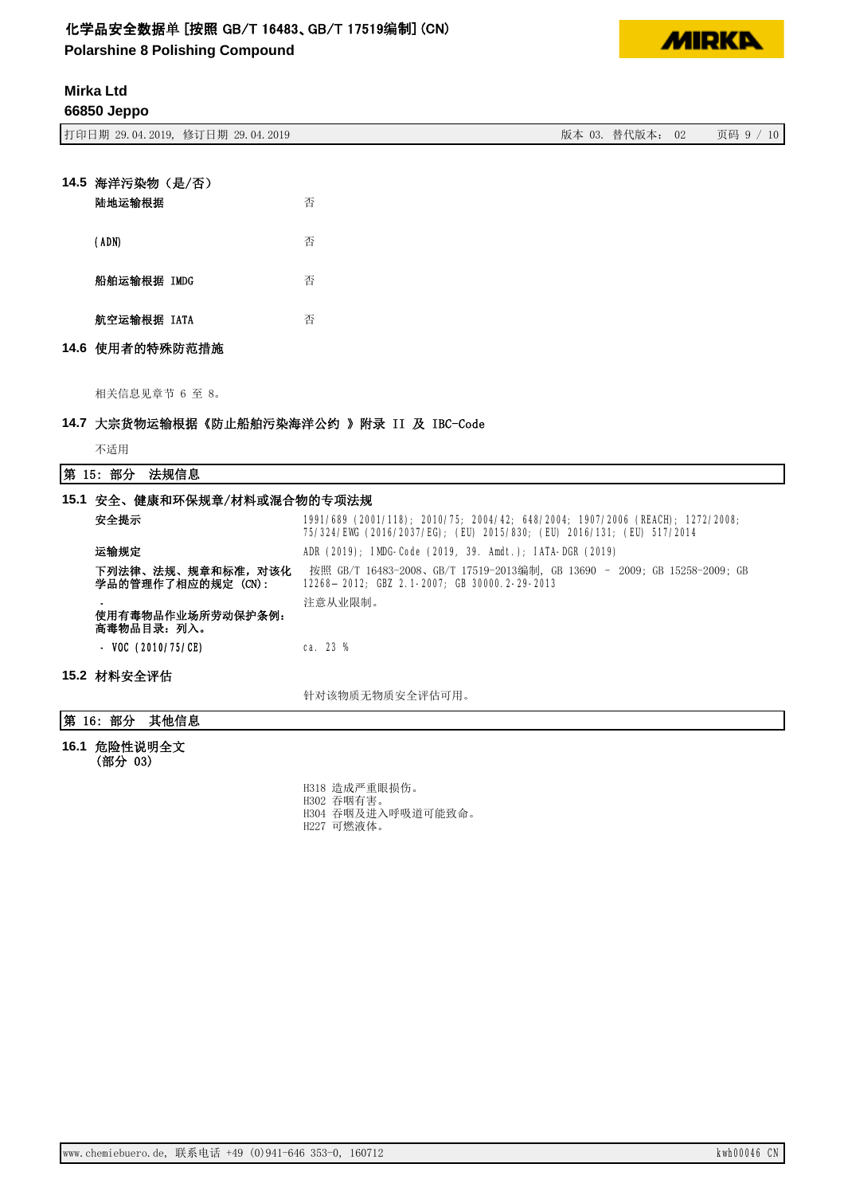### 14.5 海洋污染物（是/否）

| | |
|---|---|
| 陆地运输根据 | 否 |
| (ADN) | 否 |
| 船舶运输根据 IMDG | 否 |
| 航空运输根据 IATA | 否 |

### 14.6 使用者的特殊防范措施

相关信息见章节 6 至 8。

### 14.7 大宗货物运输根据《防止船舶污染海洋公约 》附录 II 及 IBC-Code

不适用

## 第 15: 部分 法规信息

### 15.1 安全、健康和环保规章/材料或混合物的专项法规

| | |
|---|---|
| **安全提示** | 1991/689 (2001/118); 2010/75; 2004/42; 648/2004; 1907/2006 (REACH); 1272/2008; 75/324/EWG (2016/2037/EG); (EU) 2015/830; (EU) 2016/131; (EU) 517/2014 |
| **运输规定** | ADR (2019); IMDG-Code (2019, 39. Amdt.); IATA-DGR (2019) |
| **下列法律、法规、规章和标准，对该化学品的管理作了相应的规定 (CN):** | 按照 GB/T 16483-2008、GB/T 17519-2013编制, GB 13690 – 2009; GB 15258-2009; GB 12268– 2012; GBZ 2.1-2007; GB 30000.2-29-2013 |
| **·**<br>**使用有毒物品作业场所劳动保护条例: 高毒物品目录: 列入。** | 注意从业限制。 |
| - VOC (2010/75/CE) | ca. 23 % |

### 15.2 材料安全评估

针对该物质无物质安全评估可用。

## 第 16: 部分 其他信息

### 16.1 危险性说明全文 (部分 03)

H318 造成严重眼损伤。
H302 吞咽有害。
H304 吞咽及进入呼吸道可能致命。
H227 可燃液体。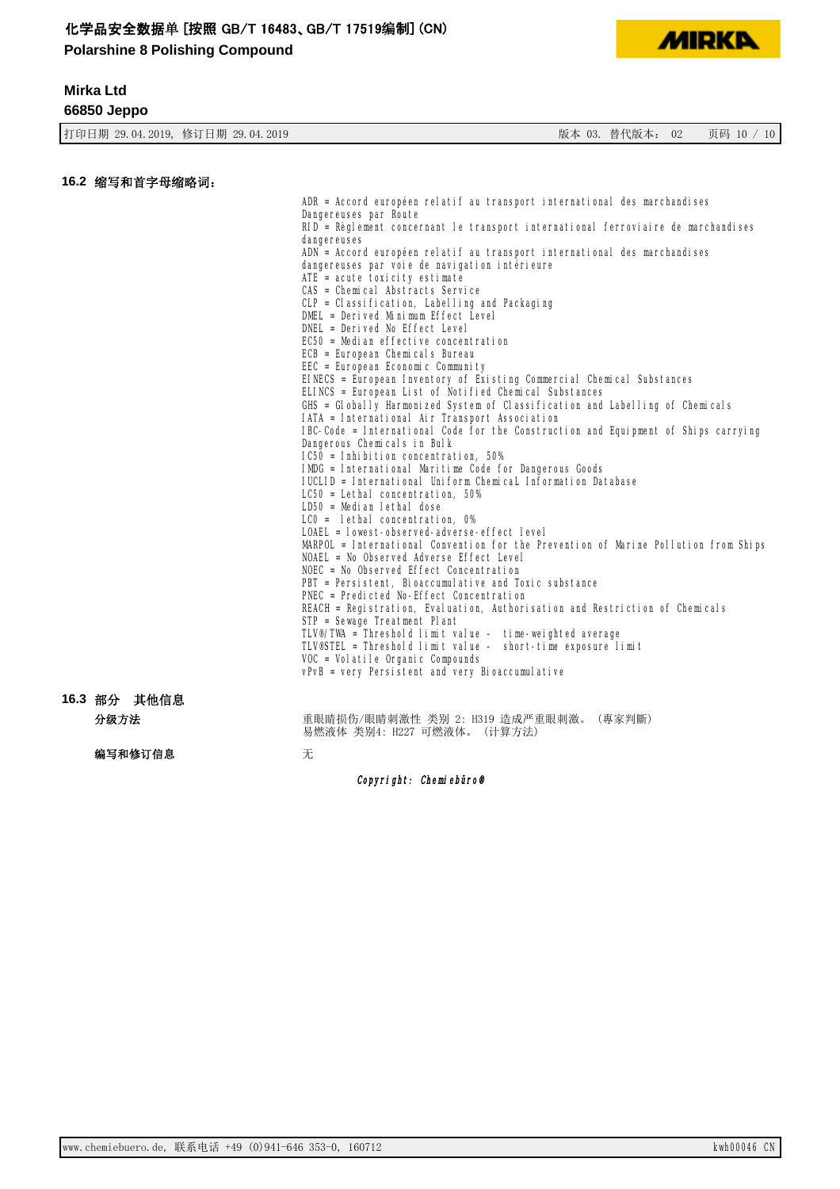## 16.2 缩写和首字母缩略词：

ADR = Accord européen relatif au transport international des marchandises Dangereuses par Route
RID = Règlement concernant le transport international ferroviaire de marchandises dangereuses
ADN = Accord européen relatif au transport international des marchandises dangereuses par voie de navigation intérieure
ATE = acute toxicity estimate
CAS = Chemical Abstracts Service
CLP = Classification, Labelling and Packaging
DMEL = Derived Minimum Effect Level
DNEL = Derived No Effect Level
EC50 = Median effective concentration
ECB = European Chemicals Bureau
EEC = European Economic Community
EINECS = European Inventory of Existing Commercial Chemical Substances
ELINCS = European List of Notified Chemical Substances
GHS = Globally Harmonized System of Classification and Labelling of Chemicals
IATA = International Air Transport Association
IBC-Code = International Code for the Construction and Equipment of Ships carrying Dangerous Chemicals in Bulk
IC50 = Inhibition concentration, 50%
IMDG = International Maritime Code for Dangerous Goods
IUCLID = International Uniform ChemicaL Information Database
LC50 = Lethal concentration, 50%
LD50 = Median lethal dose
LC0 = lethal concentration, 0%
LOAEL = lowest-observed-adverse-effect level
MARPOL = International Convention for the Prevention of Marine Pollution from Ships
NOAEL = No Observed Adverse Effect Level
NOEC = No Observed Effect Concentration
PBT = Persistent, Bioaccumulative and Toxic substance
PNEC = Predicted No-Effect Concentration
REACH = Registration, Evaluation, Authorisation and Restriction of Chemicals
STP = Sewage Treatment Plant
TLV®/TWA = Threshold limit value – time-weighted average
TLV®STEL = Threshold limit value – short-time exposure limit
VOC = Volatile Organic Compounds
vPvB = very Persistent and very Bioaccumulative

## 16.3 部分 其他信息

**分级方法**

重眼睛损伤/眼睛刺激性 类别 2: H319 造成严重眼刺激。 (專家判斷)
易燃液体 类别4: H227 可燃液体。 (计算方法)

**编写和修订信息**

无

***Copyright: Chemiebüro®***